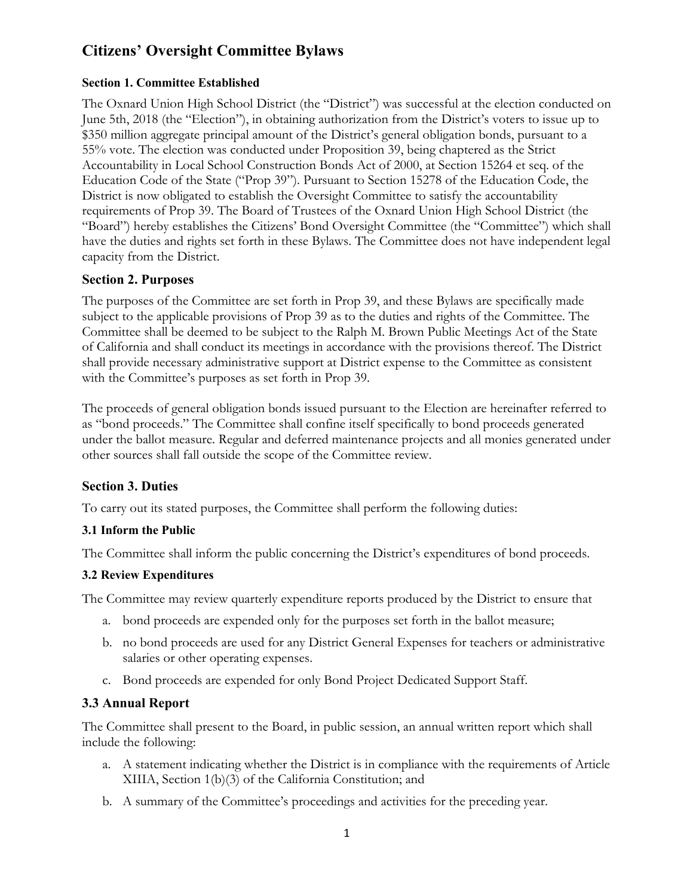# Citizens' Oversight Committee Bylaws

### Section 1. Committee Established

The Oxnard Union High School District (the "District") was successful at the election conducted on June 5th, 2018 (the "Election"), in obtaining authorization from the District's voters to issue up to $350 million aggregate principal amount of the District's general obligation bonds, pursuant to a 55% vote. The election was conducted under Proposition 39, being chaptered as the Strict Accountability in Local School Construction Bonds Act of 2000, at Section 15264 et seq. of the Education Code of the State ("Prop 39"). Pursuant to Section 15278 of the Education Code, the District is now obligated to establish the Oversight Committee to satisfy the accountability requirements of Prop 39. The Board of Trustees of the Oxnard Union High School District (the "Board") hereby establishes the Citizens' Bond Oversight Committee (the "Committee") which shall have the duties and rights set forth in these Bylaws. The Committee does not have independent legal capacity from the District.

## Section 2. Purposes

The purposes of the Committee are set forth in Prop 39, and these Bylaws are specifically made subject to the applicable provisions of Prop 39 as to the duties and rights of the Committee. The Committee shall be deemed to be subject to the Ralph M. Brown Public Meetings Act of the State of California and shall conduct its meetings in accordance with the provisions thereof. The District shall provide necessary administrative support at District expense to the Committee as consistent with the Committee's purposes as set forth in Prop 39.

The proceeds of general obligation bonds issued pursuant to the Election are hereinafter referred to as "bond proceeds." The Committee shall confine itself specifically to bond proceeds generated under the ballot measure. Regular and deferred maintenance projects and all monies generated under other sources shall fall outside the scope of the Committee review.

## Section 3. Duties

To carry out its stated purposes, the Committee shall perform the following duties:

### 3.1 Inform the Public

The Committee shall inform the public concerning the District's expenditures of bond proceeds.

### 3.2 Review Expenditures

The Committee may review quarterly expenditure reports produced by the District to ensure that

a. bond proceeds are expended only for the purposes set forth in the ballot measure;

b. no bond proceeds are used for any District General Expenses for teachers or administrative salaries or other operating expenses.

c. Bond proceeds are expended for only Bond Project Dedicated Support Staff.

## 3.3 Annual Report

The Committee shall present to the Board, in public session, an annual written report which shall include the following:

a. A statement indicating whether the District is in compliance with the requirements of Article XIIIA, Section 1(b)(3) of the California Constitution; and

b. A summary of the Committee's proceedings and activities for the preceding year.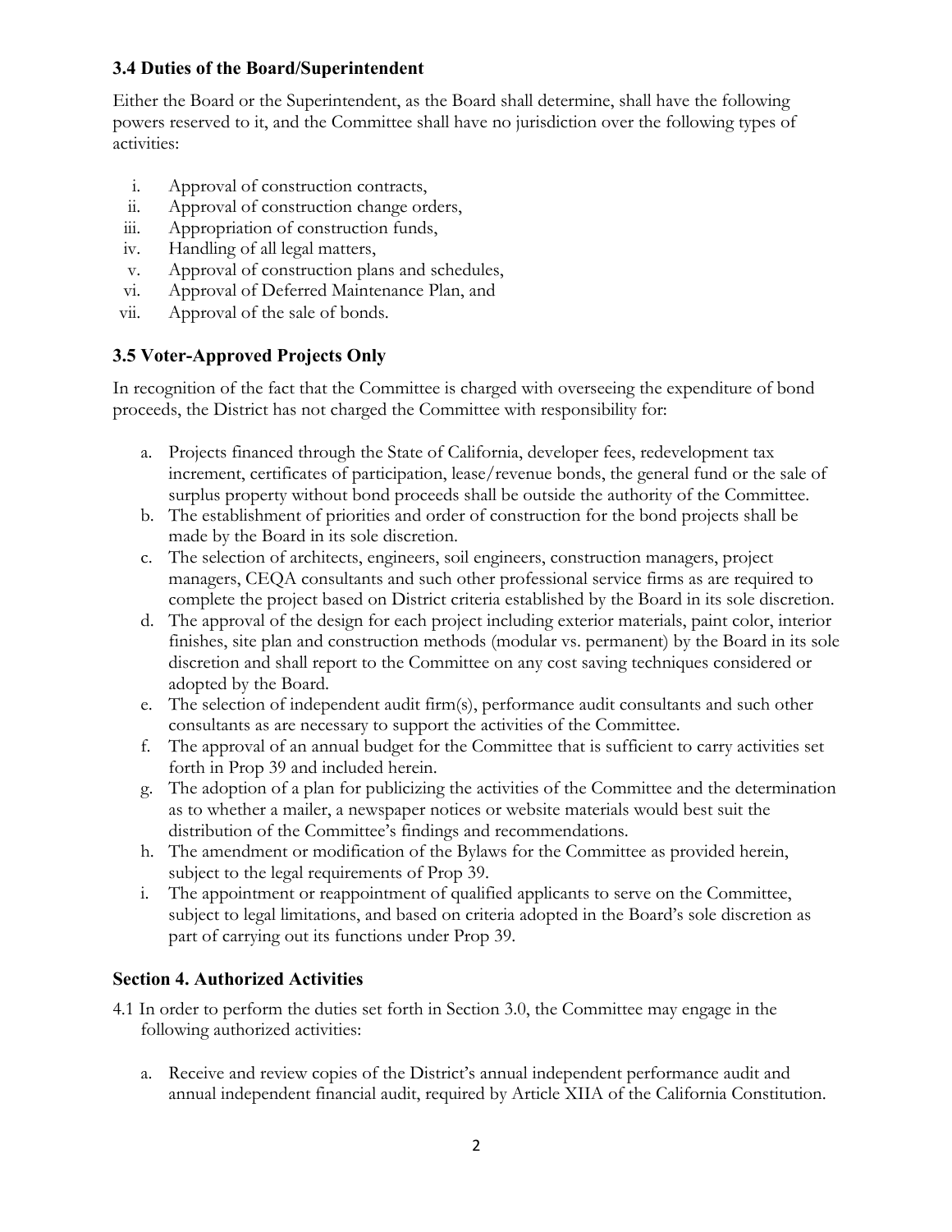### 3.4 Duties of the Board/Superintendent

Either the Board or the Superintendent, as the Board shall determine, shall have the following powers reserved to it, and the Committee shall have no jurisdiction over the following types of activities:

i. Approval of construction contracts,
ii. Approval of construction change orders,
iii. Appropriation of construction funds,
iv. Handling of all legal matters,
v. Approval of construction plans and schedules,
vi. Approval of Deferred Maintenance Plan, and
vii. Approval of the sale of bonds.

### 3.5 Voter-Approved Projects Only

In recognition of the fact that the Committee is charged with overseeing the expenditure of bond proceeds, the District has not charged the Committee with responsibility for:

a. Projects financed through the State of California, developer fees, redevelopment tax increment, certificates of participation, lease/revenue bonds, the general fund or the sale of surplus property without bond proceeds shall be outside the authority of the Committee.
b. The establishment of priorities and order of construction for the bond projects shall be made by the Board in its sole discretion.
c. The selection of architects, engineers, soil engineers, construction managers, project managers, CEQA consultants and such other professional service firms as are required to complete the project based on District criteria established by the Board in its sole discretion.
d. The approval of the design for each project including exterior materials, paint color, interior finishes, site plan and construction methods (modular vs. permanent) by the Board in its sole discretion and shall report to the Committee on any cost saving techniques considered or adopted by the Board.
e. The selection of independent audit firm(s), performance audit consultants and such other consultants as are necessary to support the activities of the Committee.
f. The approval of an annual budget for the Committee that is sufficient to carry activities set forth in Prop 39 and included herein.
g. The adoption of a plan for publicizing the activities of the Committee and the determination as to whether a mailer, a newspaper notices or website materials would best suit the distribution of the Committee's findings and recommendations.
h. The amendment or modification of the Bylaws for the Committee as provided herein, subject to the legal requirements of Prop 39.
i. The appointment or reappointment of qualified applicants to serve on the Committee, subject to legal limitations, and based on criteria adopted in the Board's sole discretion as part of carrying out its functions under Prop 39.

### Section 4. Authorized Activities

4.1 In order to perform the duties set forth in Section 3.0, the Committee may engage in the following authorized activities:

a. Receive and review copies of the District's annual independent performance audit and annual independent financial audit, required by Article XIIA of the California Constitution.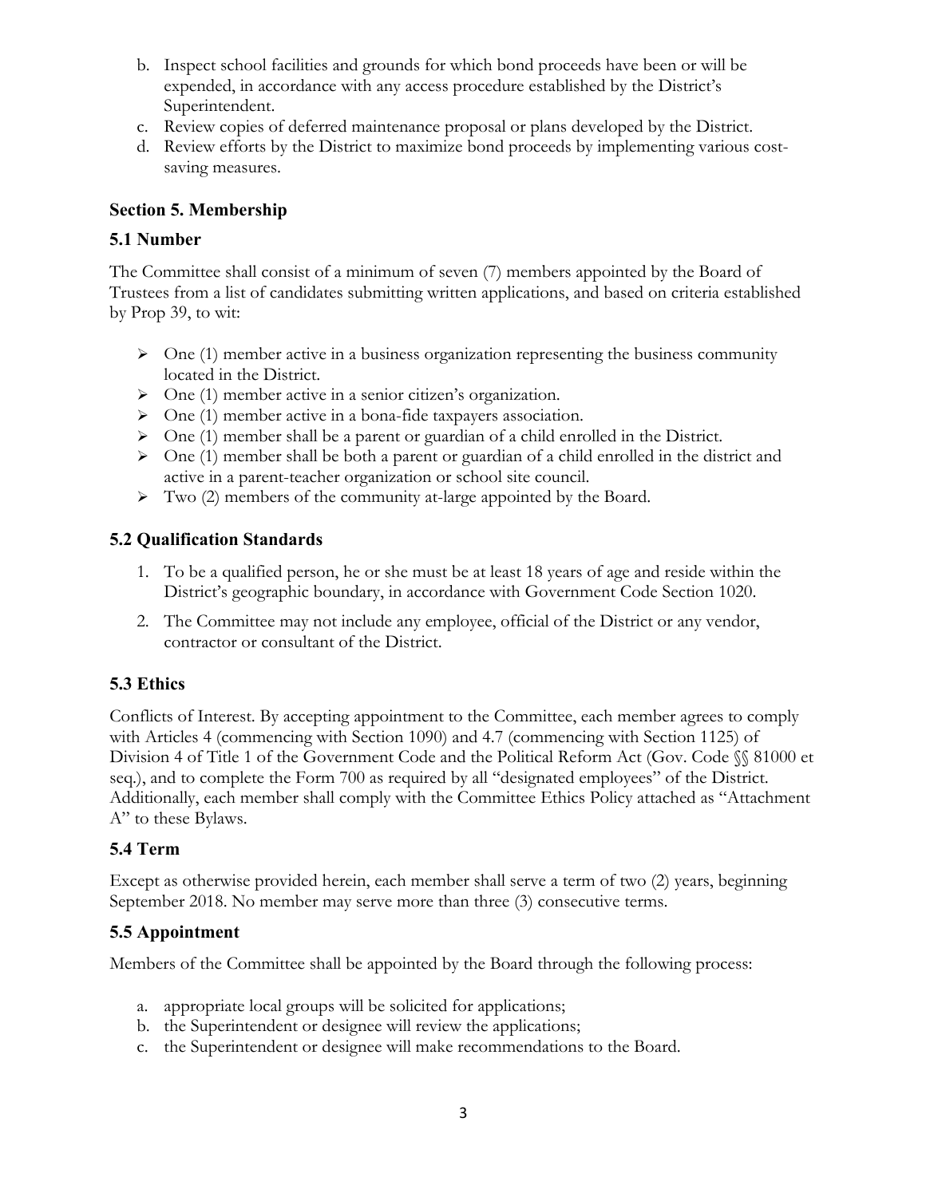b. Inspect school facilities and grounds for which bond proceeds have been or will be expended, in accordance with any access procedure established by the District's Superintendent.
c. Review copies of deferred maintenance proposal or plans developed by the District.
d. Review efforts by the District to maximize bond proceeds by implementing various cost-saving measures.

### Section 5. Membership

### 5.1 Number

The Committee shall consist of a minimum of seven (7) members appointed by the Board of Trustees from a list of candidates submitting written applications, and based on criteria established by Prop 39, to wit:

- One (1) member active in a business organization representing the business community located in the District.
- One (1) member active in a senior citizen's organization.
- One (1) member active in a bona-fide taxpayers association.
- One (1) member shall be a parent or guardian of a child enrolled in the District.
- One (1) member shall be both a parent or guardian of a child enrolled in the district and active in a parent-teacher organization or school site council.
- Two (2) members of the community at-large appointed by the Board.

### 5.2 Qualification Standards

1. To be a qualified person, he or she must be at least 18 years of age and reside within the District's geographic boundary, in accordance with Government Code Section 1020.
2. The Committee may not include any employee, official of the District or any vendor, contractor or consultant of the District.

### 5.3 Ethics

Conflicts of Interest. By accepting appointment to the Committee, each member agrees to comply with Articles 4 (commencing with Section 1090) and 4.7 (commencing with Section 1125) of Division 4 of Title 1 of the Government Code and the Political Reform Act (Gov. Code §§ 81000 et seq.), and to complete the Form 700 as required by all "designated employees" of the District. Additionally, each member shall comply with the Committee Ethics Policy attached as "Attachment A" to these Bylaws.

### 5.4 Term

Except as otherwise provided herein, each member shall serve a term of two (2) years, beginning September 2018. No member may serve more than three (3) consecutive terms.

### 5.5 Appointment

Members of the Committee shall be appointed by the Board through the following process:

a. appropriate local groups will be solicited for applications;
b. the Superintendent or designee will review the applications;
c. the Superintendent or designee will make recommendations to the Board.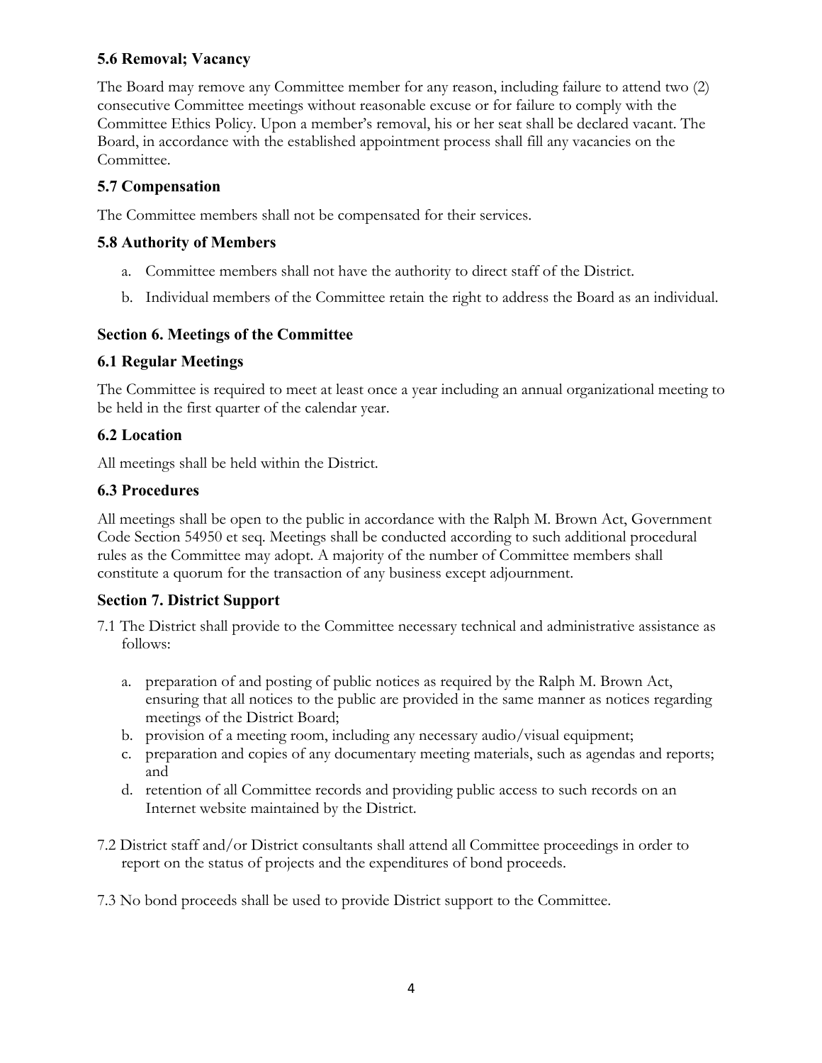### 5.6 Removal; Vacancy

The Board may remove any Committee member for any reason, including failure to attend two (2) consecutive Committee meetings without reasonable excuse or for failure to comply with the Committee Ethics Policy. Upon a member's removal, his or her seat shall be declared vacant. The Board, in accordance with the established appointment process shall fill any vacancies on the Committee.

### 5.7 Compensation

The Committee members shall not be compensated for their services.

### 5.8 Authority of Members

a. Committee members shall not have the authority to direct staff of the District.
b. Individual members of the Committee retain the right to address the Board as an individual.

## Section 6. Meetings of the Committee

### 6.1 Regular Meetings

The Committee is required to meet at least once a year including an annual organizational meeting to be held in the first quarter of the calendar year.

### 6.2 Location

All meetings shall be held within the District.

### 6.3 Procedures

All meetings shall be open to the public in accordance with the Ralph M. Brown Act, Government Code Section 54950 et seq. Meetings shall be conducted according to such additional procedural rules as the Committee may adopt. A majority of the number of Committee members shall constitute a quorum for the transaction of any business except adjournment.

## Section 7. District Support

7.1 The District shall provide to the Committee necessary technical and administrative assistance as follows:

a. preparation of and posting of public notices as required by the Ralph M. Brown Act, ensuring that all notices to the public are provided in the same manner as notices regarding meetings of the District Board;
b. provision of a meeting room, including any necessary audio/visual equipment;
c. preparation and copies of any documentary meeting materials, such as agendas and reports; and
d. retention of all Committee records and providing public access to such records on an Internet website maintained by the District.

7.2 District staff and/or District consultants shall attend all Committee proceedings in order to report on the status of projects and the expenditures of bond proceeds.

7.3 No bond proceeds shall be used to provide District support to the Committee.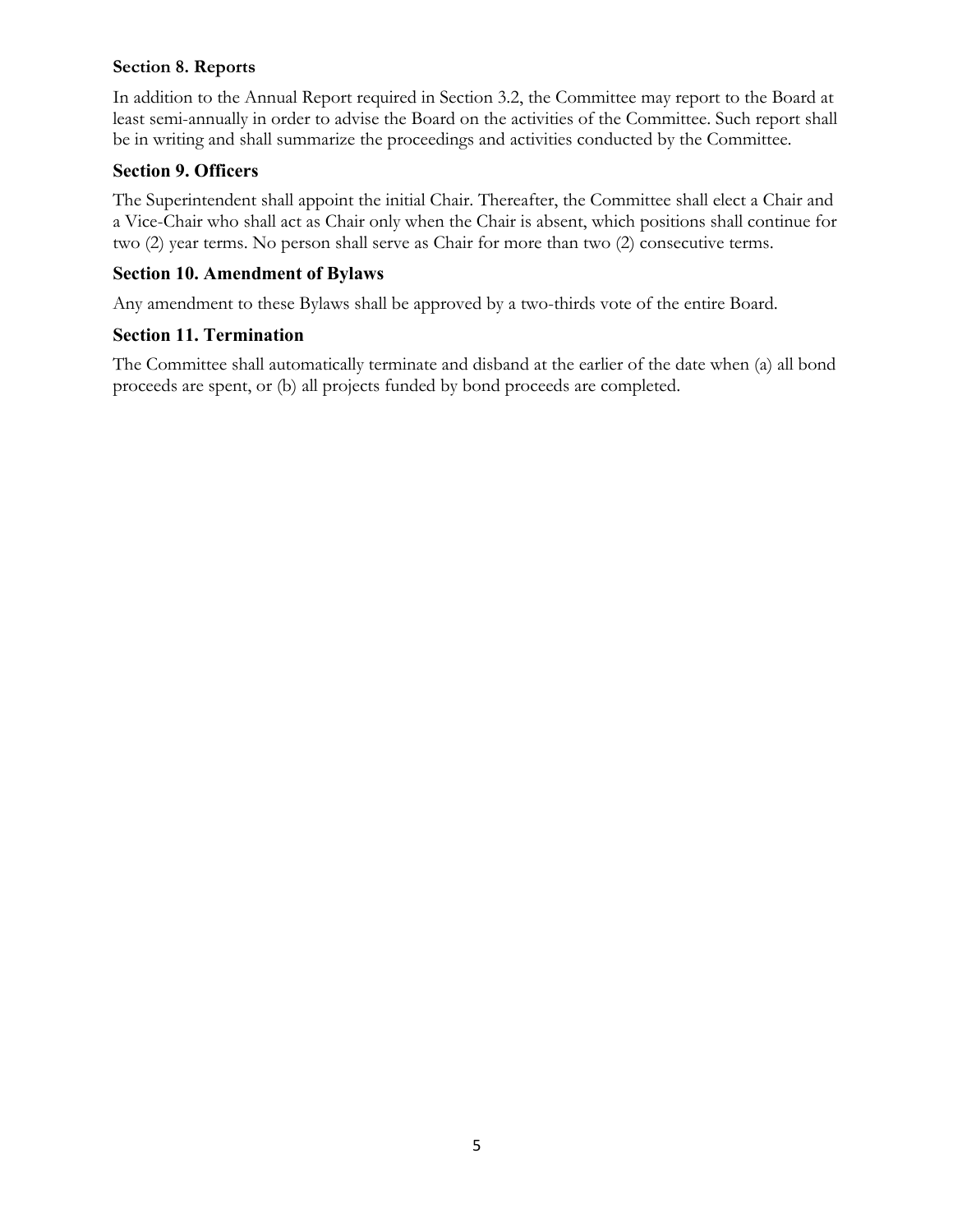## Section 8. Reports

In addition to the Annual Report required in Section 3.2, the Committee may report to the Board at least semi-annually in order to advise the Board on the activities of the Committee. Such report shall be in writing and shall summarize the proceedings and activities conducted by the Committee.

## Section 9. Officers

The Superintendent shall appoint the initial Chair. Thereafter, the Committee shall elect a Chair and a Vice-Chair who shall act as Chair only when the Chair is absent, which positions shall continue for two (2) year terms. No person shall serve as Chair for more than two (2) consecutive terms.

## Section 10. Amendment of Bylaws

Any amendment to these Bylaws shall be approved by a two-thirds vote of the entire Board.

## Section 11. Termination

The Committee shall automatically terminate and disband at the earlier of the date when (a) all bond proceeds are spent, or (b) all projects funded by bond proceeds are completed.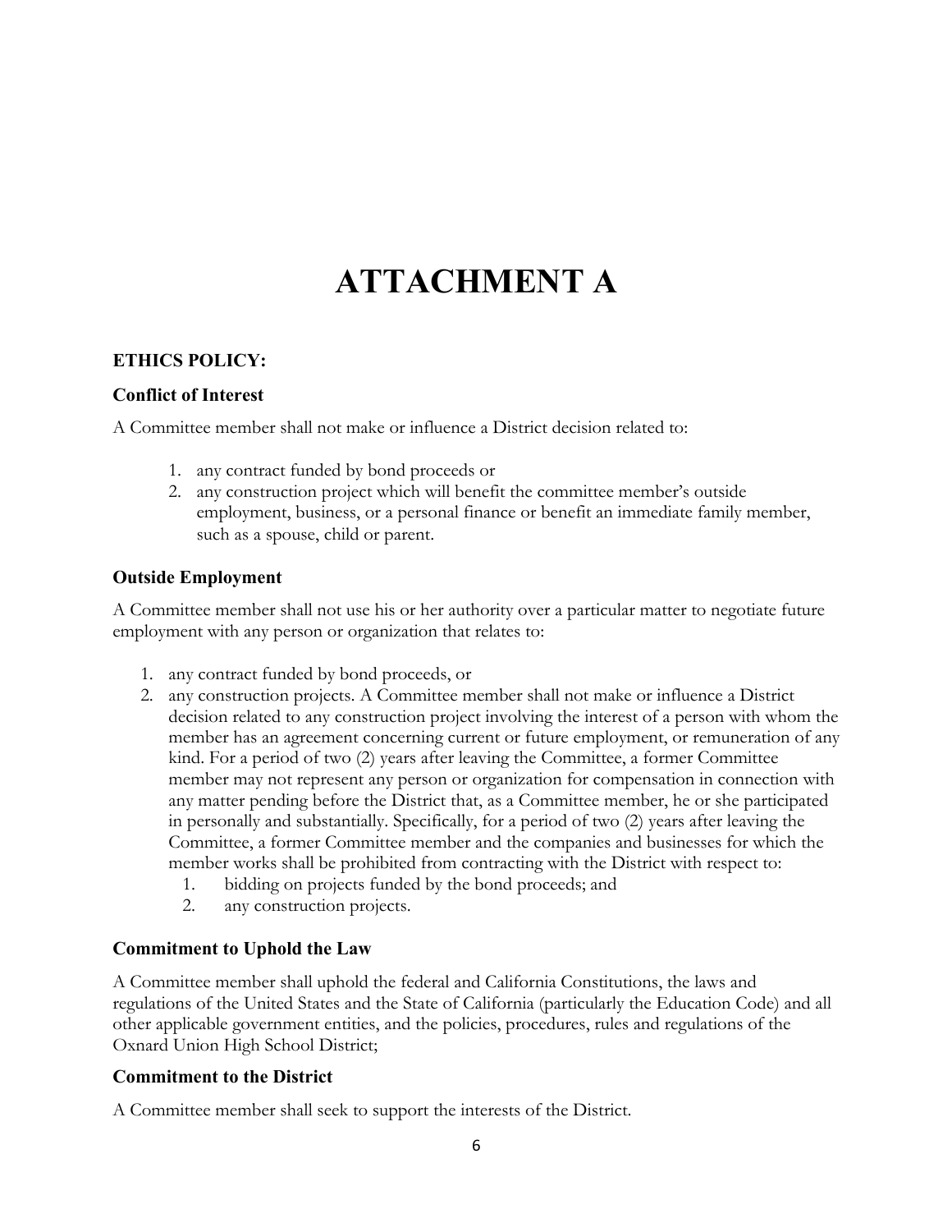# ATTACHMENT A

**ETHICS POLICY:**

### Conflict of Interest

A Committee member shall not make or influence a District decision related to:

1. any contract funded by bond proceeds or
2. any construction project which will benefit the committee member's outside employment, business, or a personal finance or benefit an immediate family member, such as a spouse, child or parent.

### Outside Employment

A Committee member shall not use his or her authority over a particular matter to negotiate future employment with any person or organization that relates to:

1. any contract funded by bond proceeds, or
2. any construction projects. A Committee member shall not make or influence a District decision related to any construction project involving the interest of a person with whom the member has an agreement concerning current or future employment, or remuneration of any kind. For a period of two (2) years after leaving the Committee, a former Committee member may not represent any person or organization for compensation in connection with any matter pending before the District that, as a Committee member, he or she participated in personally and substantially. Specifically, for a period of two (2) years after leaving the Committee, a former Committee member and the companies and businesses for which the member works shall be prohibited from contracting with the District with respect to:
    1. bidding on projects funded by the bond proceeds; and
    2. any construction projects.

### Commitment to Uphold the Law

A Committee member shall uphold the federal and California Constitutions, the laws and regulations of the United States and the State of California (particularly the Education Code) and all other applicable government entities, and the policies, procedures, rules and regulations of the Oxnard Union High School District;

### Commitment to the District

A Committee member shall seek to support the interests of the District.